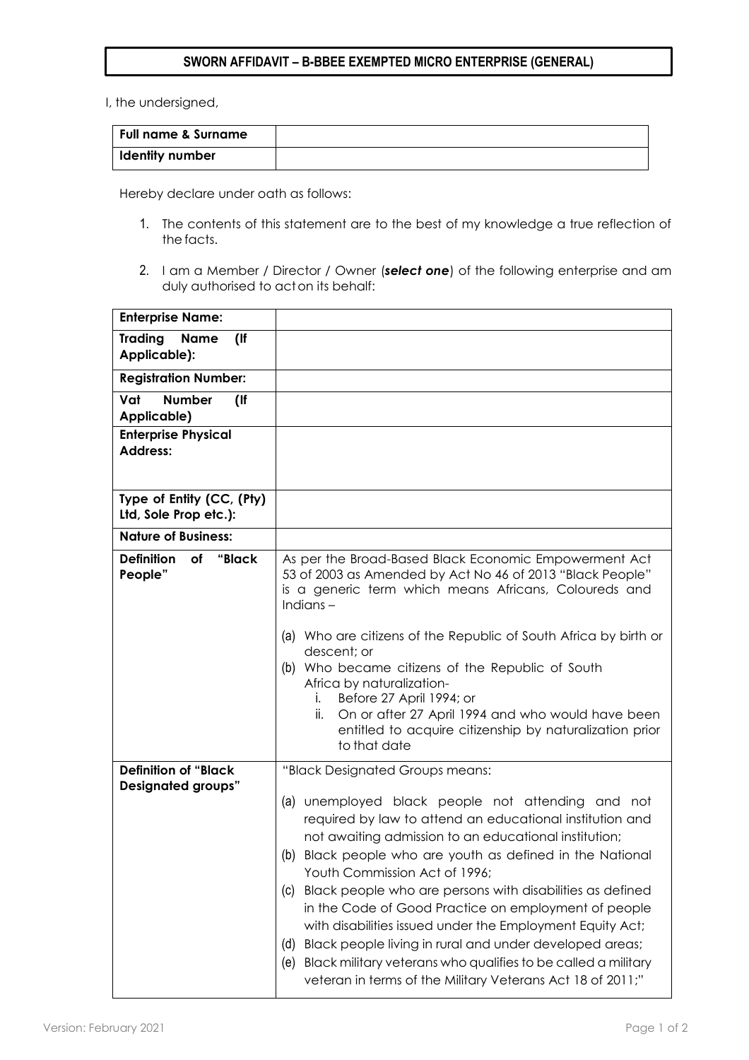# SWORN AFFIDAVIT – B-BBEE EXEMPTED MICRO ENTERPRISE (GENERAL)

I, the undersigned,

| Full name & Surname | |
|---|---|
| Identity number | |

Hereby declare under oath as follows:

1. The contents of this statement are to the best of my knowledge a true reflection of the facts.
2. I am a Member / Director / Owner (***select one***) of the following enterprise and am duly authorised to act on its behalf:

| **Enterprise Name:** | |
|---|---|
| **Trading Name (If Applicable):** | |
| **Registration Number:** | |
| **Vat Number (If Applicable)** | |
| **Enterprise Physical Address:** | |
| **Type of Entity (CC, (Pty) Ltd, Sole Prop etc.):** | |
| **Nature of Business:** | |
| **Definition of "Black People"** | As per the Broad-Based Black Economic Empowerment Act 53 of 2003 as Amended by Act No 46 of 2013 "Black People" is a generic term which means Africans, Coloureds and Indians – <br><br> (a) Who are citizens of the Republic of South Africa by birth or descent; or <br> (b) Who became citizens of the Republic of South Africa by naturalization- <br> i. Before 27 April 1994; or <br> ii. On or after 27 April 1994 and who would have been entitled to acquire citizenship by naturalization prior to that date |
| **Definition of "Black Designated groups"** | "Black Designated Groups means: <br><br> (a) unemployed black people not attending and not required by law to attend an educational institution and not awaiting admission to an educational institution; <br> (b) Black people who are youth as defined in the National Youth Commission Act of 1996; <br> (c) Black people who are persons with disabilities as defined in the Code of Good Practice on employment of people with disabilities issued under the Employment Equity Act; <br> (d) Black people living in rural and under developed areas; <br> (e) Black military veterans who qualifies to be called a military veteran in terms of the Military Veterans Act 18 of 2011;" |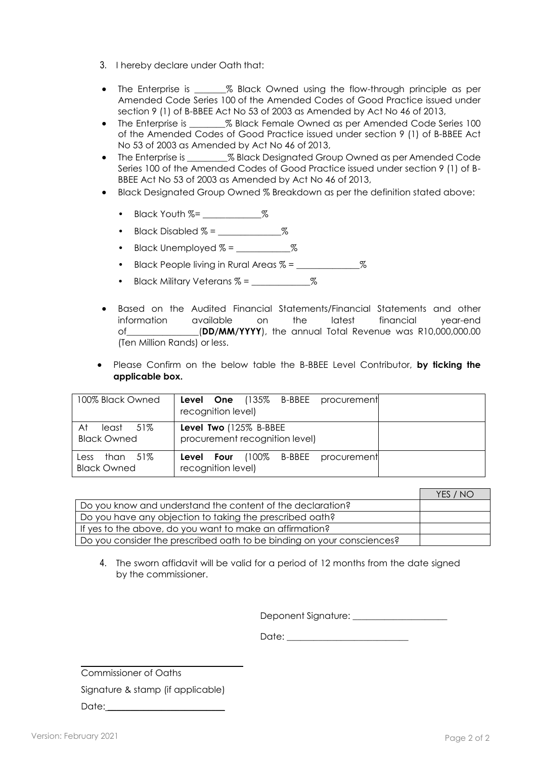3. I hereby declare under Oath that:

- The Enterprise is _______% Black Owned using the flow-through principle as per Amended Code Series 100 of the Amended Codes of Good Practice issued under section 9 (1) of B-BBEE Act No 53 of 2003 as Amended by Act No 46 of 2013,
- The Enterprise is ________% Black Female Owned as per Amended Code Series 100 of the Amended Codes of Good Practice issued under section 9 (1) of B-BBEE Act No 53 of 2003 as Amended by Act No 46 of 2013,
- The Enterprise is _________% Black Designated Group Owned as per Amended Code Series 100 of the Amended Codes of Good Practice issued under section 9 (1) of B-BBEE Act No 53 of 2003 as Amended by Act No 46 of 2013,
- Black Designated Group Owned % Breakdown as per the definition stated above:
    - Black Youth %= _____________%
    - Black Disabled % = ______________%
    - Black Unemployed % = ____________%
    - Black People living in Rural Areas % = ______________%
    - Black Military Veterans % = _____________%
- Based on the Audited Financial Statements/Financial Statements and other information available on the latest financial year-end of________________(**DD/MM/YYYY**), the annual Total Revenue was R10,000,000.00 (Ten Million Rands) or less.
- Please Confirm on the below table the B-BBEE Level Contributor, **by ticking the applicable box.**

| | | |
|---|---|---|
| 100% Black Owned | **Level One** (135% B-BBEE procurement recognition level) | |
| At least 51% Black Owned | **Level Two** (125% B-BBEE procurement recognition level) | |
| Less than 51% Black Owned | **Level Four** (100% B-BBEE procurement recognition level) | |

| | YES / NO |
|---|---|
| Do you know and understand the content of the declaration? | |
| Do you have any objection to taking the prescribed oath? | |
| If yes to the above, do you want to make an affirmation? | |
| Do you consider the prescribed oath to be binding on your consciences? | |

4. The sworn affidavit will be valid for a period of 12 months from the date signed by the commissioner.

Deponent Signature: ____________________

Date: __________________________

Commissioner of Oaths

Signature & stamp (if applicable)

Date: ________________________

Version: February 2021